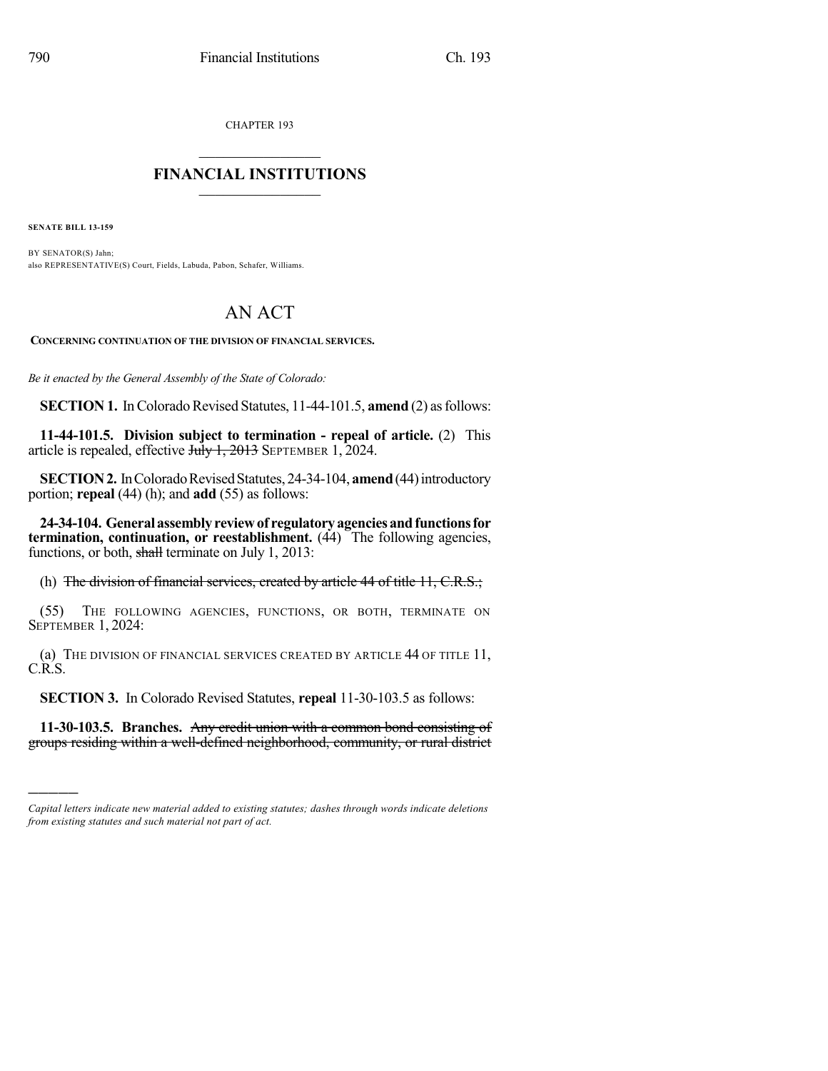CHAPTER 193

# FINANCIAL INSTITUTIONS

**SENATE BILL 13-159**

BY SENATOR(S) Jahn;
also REPRESENTATIVE(S) Court, Fields, Labuda, Pabon, Schafer, Williams.

# AN ACT

**CONCERNING CONTINUATION OF THE DIVISION OF FINANCIAL SERVICES.**

*Be it enacted by the General Assembly of the State of Colorado:*

**SECTION 1.** In Colorado Revised Statutes, 11-44-101.5, **amend** (2) as follows:

**11-44-101.5. Division subject to termination - repeal of article.** (2) This article is repealed, effective ~~July 1, 2013~~ SEPTEMBER 1, 2024.

**SECTION 2.** In Colorado Revised Statutes, 24-34-104, **amend** (44) introductory portion; **repeal** (44) (h); and **add** (55) as follows:

**24-34-104. General assembly review of regulatory agencies and functions for termination, continuation, or reestablishment.** (44) The following agencies, functions, or both, ~~shall~~ terminate on July 1, 2013:

(h) ~~The division of financial services, created by article 44 of title 11, C.R.S.;~~

(55) THE FOLLOWING AGENCIES, FUNCTIONS, OR BOTH, TERMINATE ON SEPTEMBER 1, 2024:

(a) THE DIVISION OF FINANCIAL SERVICES CREATED BY ARTICLE 44 OF TITLE 11, C.R.S.

**SECTION 3.** In Colorado Revised Statutes, **repeal** 11-30-103.5 as follows:

**11-30-103.5. Branches.** ~~Any credit union with a common bond consisting of groups residing within a well-defined neighborhood, community, or rural district~~

---

*Capital letters indicate new material added to existing statutes; dashes through words indicate deletions from existing statutes and such material not part of act.*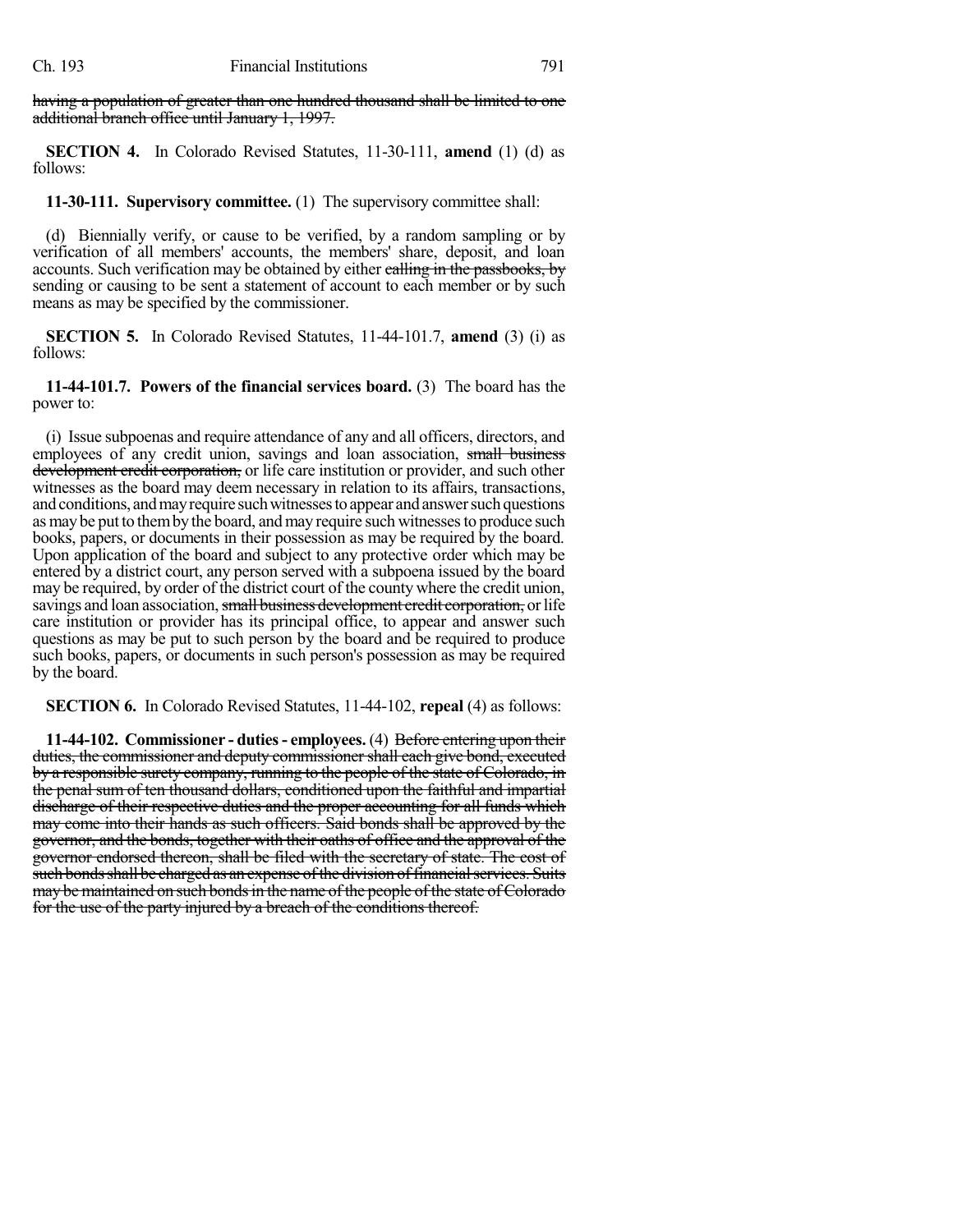having a population of greater than one hundred thousand shall be limited to one additional branch office until January 1, 1997.

**SECTION 4.** In Colorado Revised Statutes, 11-30-111, **amend** (1) (d) as follows:

**11-30-111. Supervisory committee.** (1) The supervisory committee shall:

(d) Biennially verify, or cause to be verified, by a random sampling or by verification of all members' accounts, the members' share, deposit, and loan accounts. Such verification may be obtained by either ~~calling in the passbooks, by~~ sending or causing to be sent a statement of account to each member or by such means as may be specified by the commissioner.

**SECTION 5.** In Colorado Revised Statutes, 11-44-101.7, **amend** (3) (i) as follows:

**11-44-101.7. Powers of the financial services board.** (3) The board has the power to:

(i) Issue subpoenas and require attendance of any and all officers, directors, and employees of any credit union, savings and loan association, ~~small business development credit corporation,~~ or life care institution or provider, and such other witnesses as the board may deem necessary in relation to its affairs, transactions, and conditions, and may require such witnesses to appear and answer such questions as may be put to them by the board, and may require such witnesses to produce such books, papers, or documents in their possession as may be required by the board. Upon application of the board and subject to any protective order which may be entered by a district court, any person served with a subpoena issued by the board may be required, by order of the district court of the county where the credit union, savings and loan association, ~~small business development credit corporation,~~ or life care institution or provider has its principal office, to appear and answer such questions as may be put to such person by the board and be required to produce such books, papers, or documents in such person's possession as may be required by the board.

**SECTION 6.** In Colorado Revised Statutes, 11-44-102, **repeal** (4) as follows:

**11-44-102. Commissioner - duties - employees.** (4) ~~Before entering upon their duties, the commissioner and deputy commissioner shall each give bond, executed by a responsible surety company, running to the people of the state of Colorado, in the penal sum of ten thousand dollars, conditioned upon the faithful and impartial discharge of their respective duties and the proper accounting for all funds which may come into their hands as such officers. Said bonds shall be approved by the governor, and the bonds, together with their oaths of office and the approval of the governor endorsed thereon, shall be filed with the secretary of state. The cost of such bonds shall be charged as an expense of the division of financial services. Suits may be maintained on such bonds in the name of the people of the state of Colorado for the use of the party injured by a breach of the conditions thereof.~~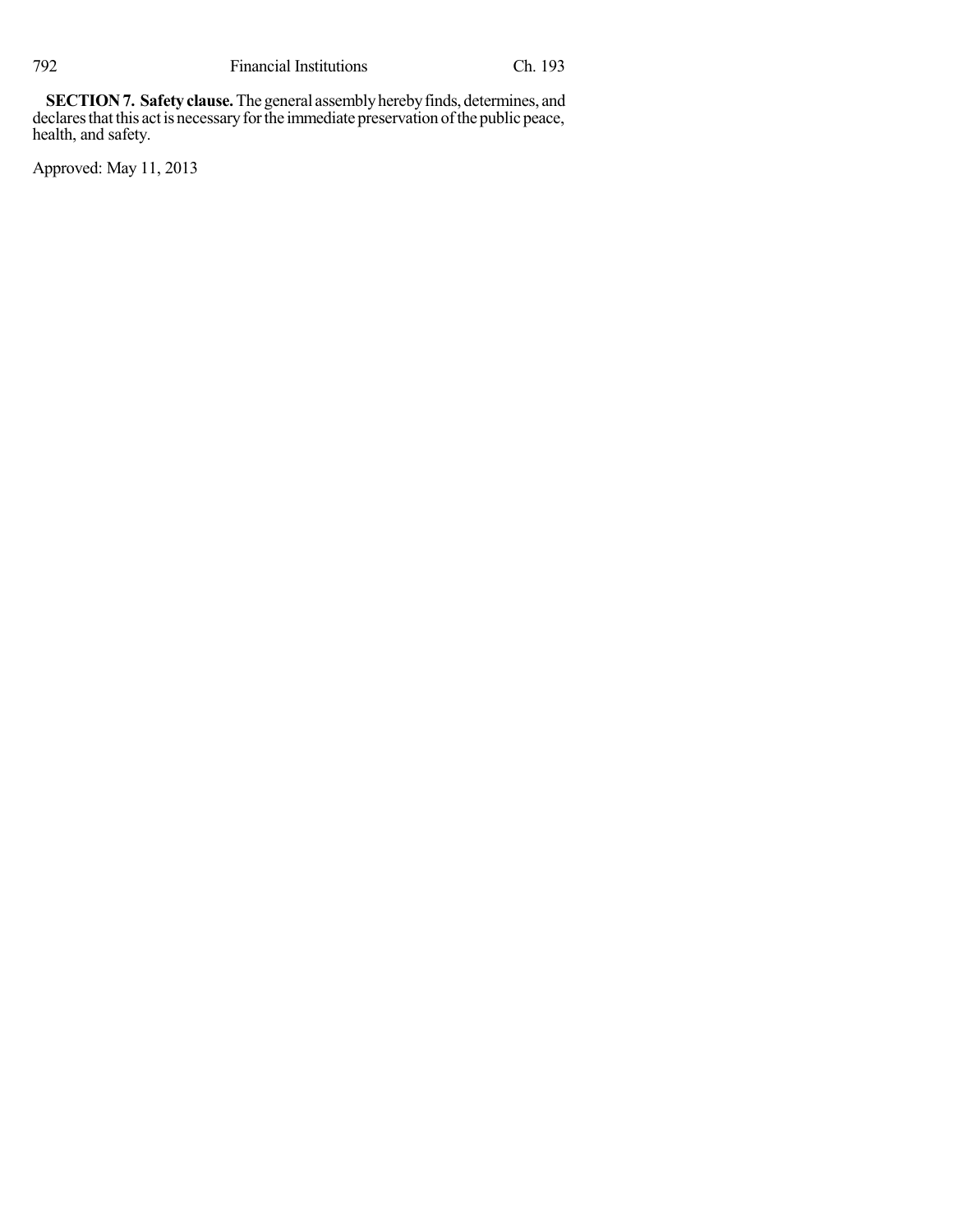**SECTION 7. Safety clause.** The general assembly hereby finds, determines, and declares that this act is necessary for the immediate preservation of the public peace, health, and safety.

Approved: May 11, 2013